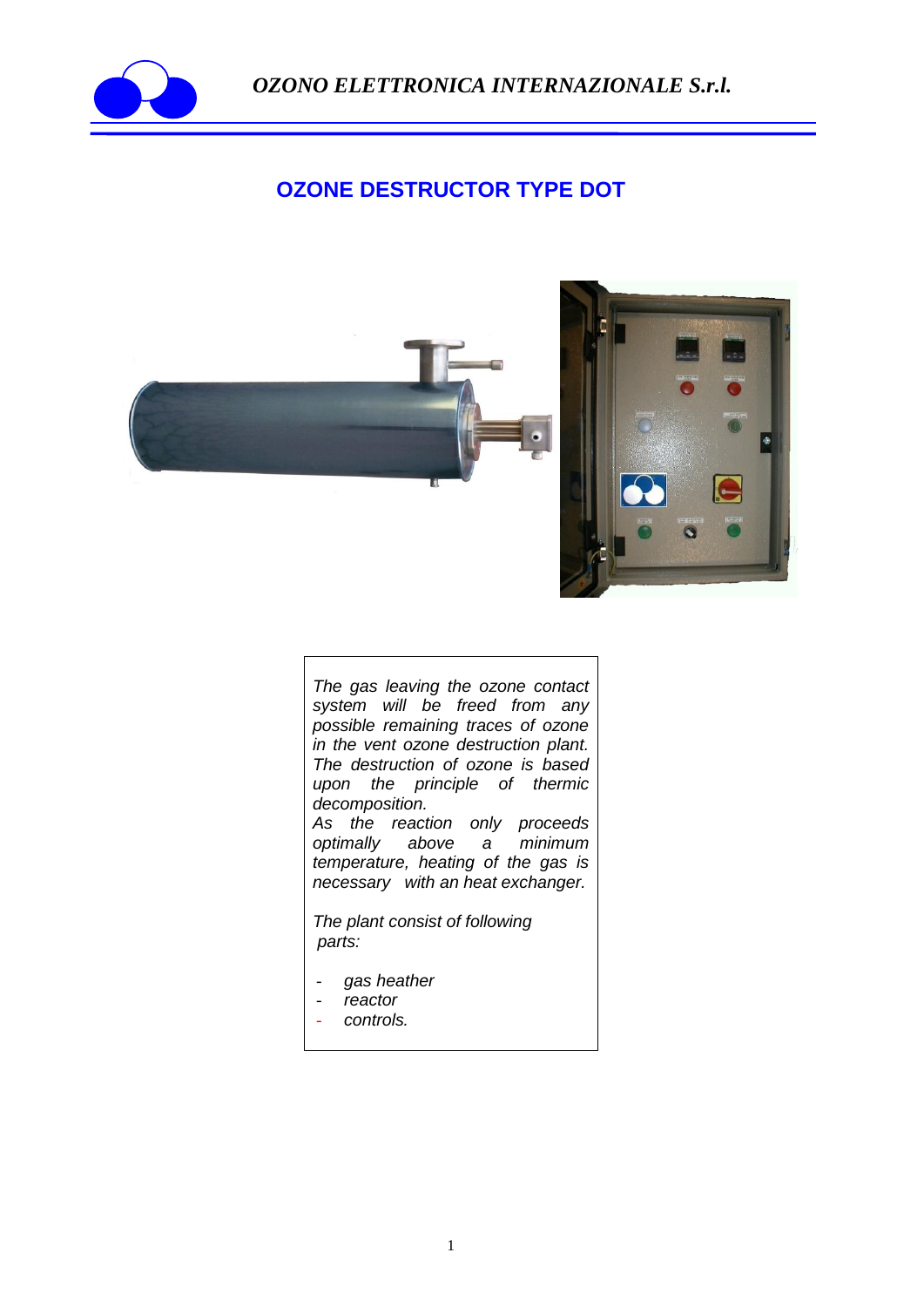*OZONO ELETTRONICA INTERNAZIONALE S.r.l.*

# OZONE DESTRUCTOR TYPE DOT

*The gas leaving the ozone contact system will be freed from any possible remaining traces of ozone in the vent ozone destruction plant. The destruction of ozone is based upon the principle of thermic decomposition.*
*As the reaction only proceeds optimally above a minimum temperature, heating of the gas is necessary with an heat exchanger.*

*The plant consist of following parts:*

- *gas heather*
- *reactor*
- *controls.*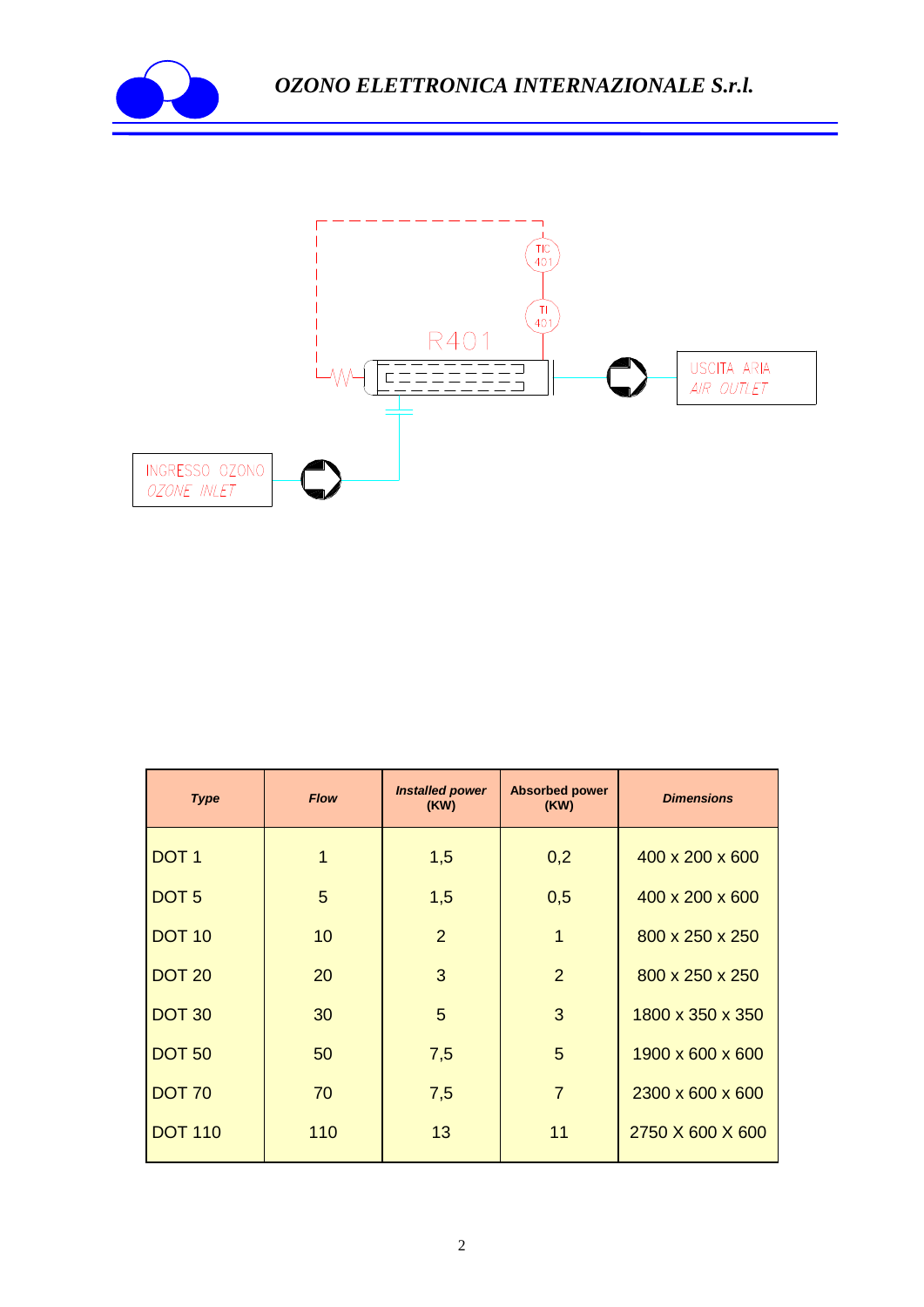INGRESSO OZONO
OZONE INLET

R401

TIC 401

TI 401

USCITA ARIA
AIR OUTLET

| *Type* | *Flow* | *Installed power* (KW) | Absorbed power (KW) | *Dimensions* |
|---|---|---|---|---|
| DOT 1 | 1 | 1,5 | 0,2 | 400 x 200 x 600 |
| DOT 5 | 5 | 1,5 | 0,5 | 400 x 200 x 600 |
| DOT 10 | 10 | 2 | 1 | 800 x 250 x 250 |
| DOT 20 | 20 | 3 | 2 | 800 x 250 x 250 |
| DOT 30 | 30 | 5 | 3 | 1800 x 350 x 350 |
| DOT 50 | 50 | 7,5 | 5 | 1900 x 600 x 600 |
| DOT 70 | 70 | 7,5 | 7 | 2300 x 600 x 600 |
| DOT 110 | 110 | 13 | 11 | 2750 X 600 X 600 |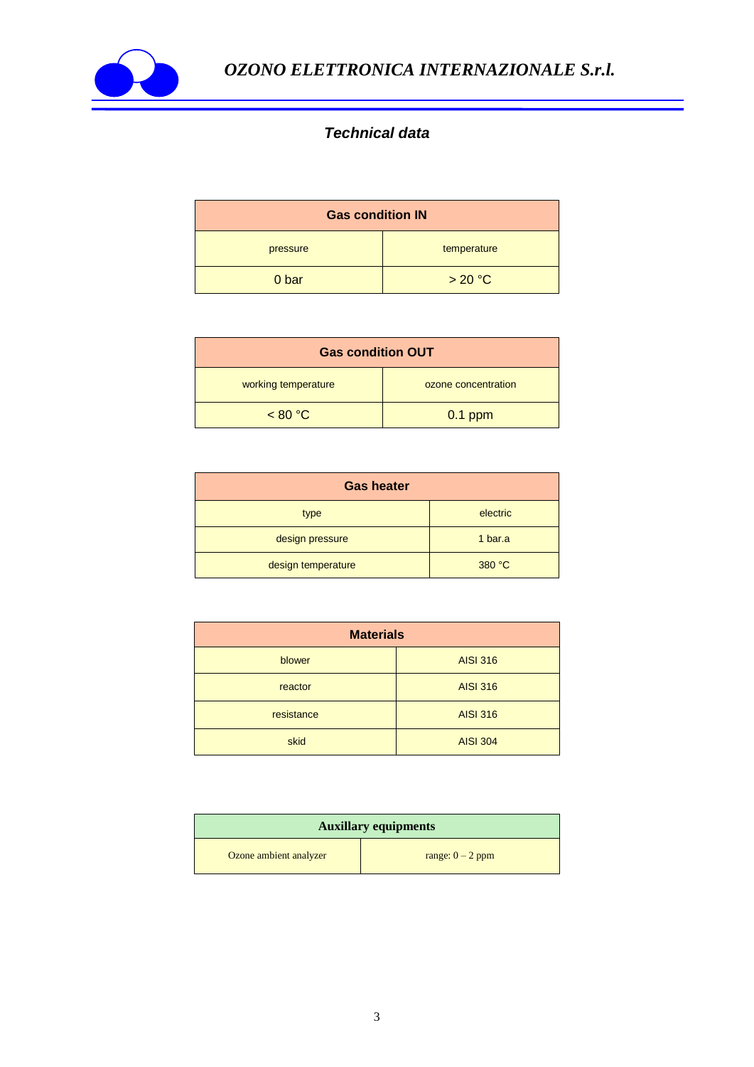## Technical data

| Gas condition IN | |
|---|---|
| pressure | temperature |
| 0 bar | > 20 °C |

| Gas condition OUT | |
|---|---|
| working temperature | ozone concentration |
| < 80 °C | 0.1 ppm |

| Gas heater | |
|---|---|
| type | electric |
| design pressure | 1 bar.a |
| design temperature | 380 °C |

| Materials | |
|---|---|
| blower | AISI 316 |
| reactor | AISI 316 |
| resistance | AISI 316 |
| skid | AISI 304 |

| Auxillary equipments | |
|---|---|
| Ozone ambient analyzer | range: 0 – 2 ppm |